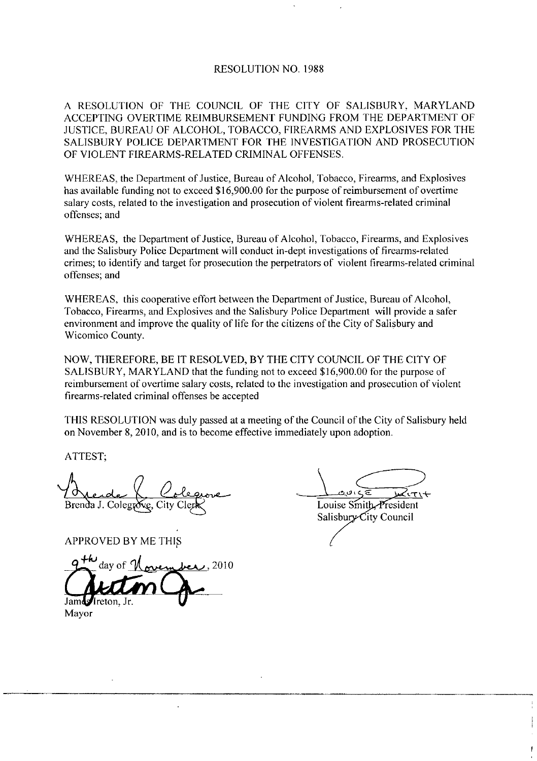# RESOLUTION NO. 1988

A RESOLUTION OF THE COUNCIL OF THE CITY OF SALISBURY, MARYLAND ACCEPTING OVERTIME REIMBURSEMENT FUNDING FROM THE DEPARTMENT OF JUSTICE, BUREAU OF ALCOHOL, TOBACCO, FIREARMS AND EXPLOSIVES FOR THE SALISBURY POLICE DEPARTMENT FOR THE INVESTIGATION AND PROSECUTION OF VIOLENT FIREARMS-RELATED CRIMINAL OFFENSES.

WHEREAS, the Department of Justice, Bureau of Alcohol, Tobacco, Firearms, and Explosives has available funding not to exceed $16,900.00 for the purpose of reimbursement of overtime salary costs, related to the investigation and prosecution of violent firearms-related criminal offenses; and

WHEREAS, the Department of Justice, Bureau of Alcohol, Tobacco, Firearms, and Explosives and the Salisbury Police Department will conduct in-dept investigations of firearms-related crimes; to identify and target for prosecution the perpetrators of violent firearms-related criminal offenses; and

WHEREAS, this cooperative effort between the Department of Justice, Bureau of Alcohol, Tobacco, Firearms, and Explosives and the Salisbury Police Department will provide a safer environment and improve the quality of life for the citizens of the City of Salisbury and Wicomico County.

NOW, THEREFORE, BE IT RESOLVED, BY THE CITY COUNCIL OF THE CITY OF SALISBURY, MARYLAND that the funding not to exceed $16,900.00 for the purpose of reimbursement of overtime salary costs, related to the investigation and prosecution of violent firearms-related criminal offenses be accepted

THIS RESOLUTION was duly passed at a meeting of the Council of the City of Salisbury held on November 8, 2010, and is to become effective immediately upon adoption.

ATTEST;

Brenda J. Colegrove, City Clerk

Louise Smith, President
Salisbury City Council

APPROVED BY ME THIS

9th day of November, 2010

James Ireton, Jr.
Mayor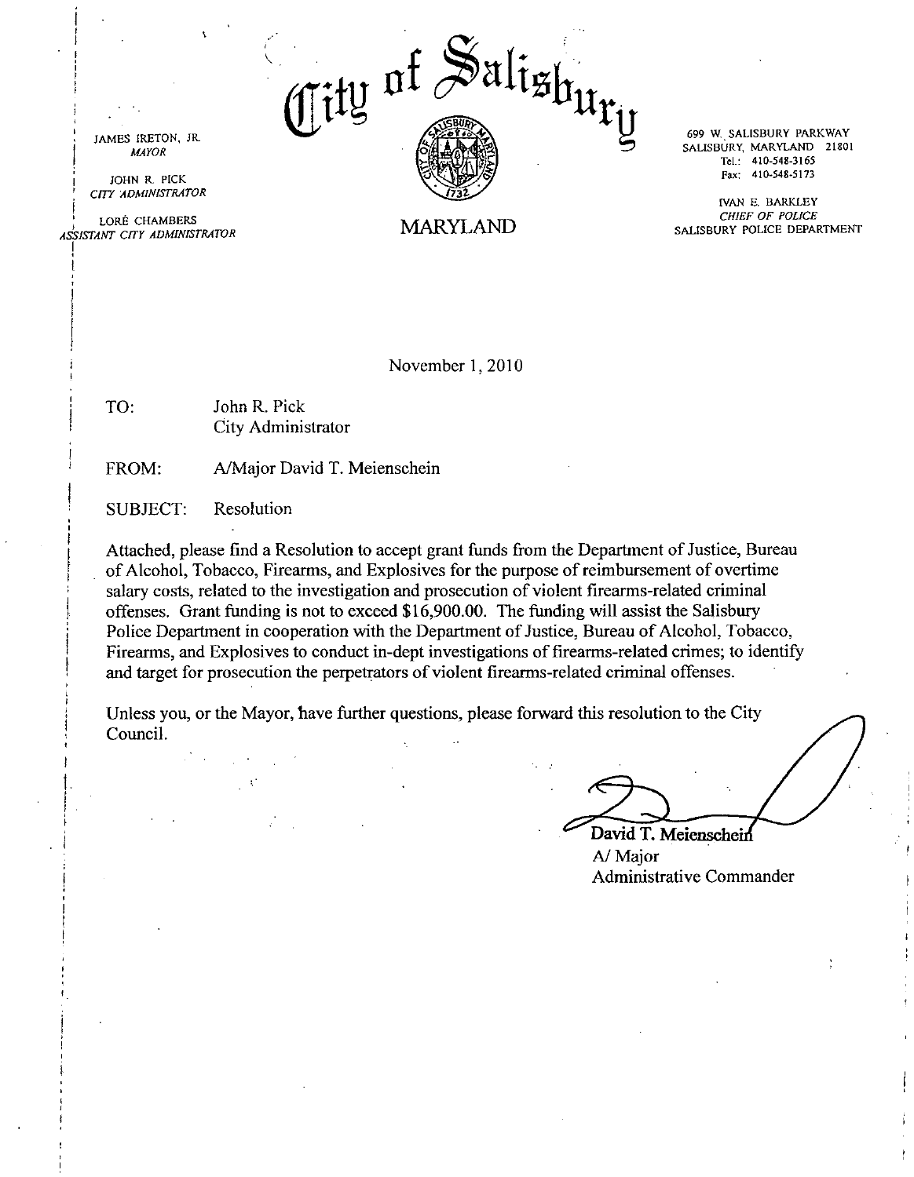JAMES IRETON, JR.
*MAYOR*

JOHN R. PICK
*CITY ADMINISTRATOR*

LORÉ CHAMBERS
*ASSISTANT CITY ADMINISTRATOR*

# City of Salisbury

MARYLAND

699 W. SALISBURY PARKWAY
SALISBURY, MARYLAND 21801
Tel.: 410-548-3165
Fax: 410-548-5173

IVAN E. BARKLEY
*CHIEF OF POLICE*
SALISBURY POLICE DEPARTMENT

November 1, 2010

TO: John R. Pick
City Administrator

FROM: A/Major David T. Meienschein

SUBJECT: Resolution

Attached, please find a Resolution to accept grant funds from the Department of Justice, Bureau of Alcohol, Tobacco, Firearms, and Explosives for the purpose of reimbursement of overtime salary costs, related to the investigation and prosecution of violent firearms-related criminal offenses. Grant funding is not to exceed $16,900.00. The funding will assist the Salisbury Police Department in cooperation with the Department of Justice, Bureau of Alcohol, Tobacco, Firearms, and Explosives to conduct in-dept investigations of firearms-related crimes; to identify and target for prosecution the perpetrators of violent firearms-related criminal offenses.

Unless you, or the Mayor, have further questions, please forward this resolution to the City Council.

David T. Meienschein
A/ Major
Administrative Commander